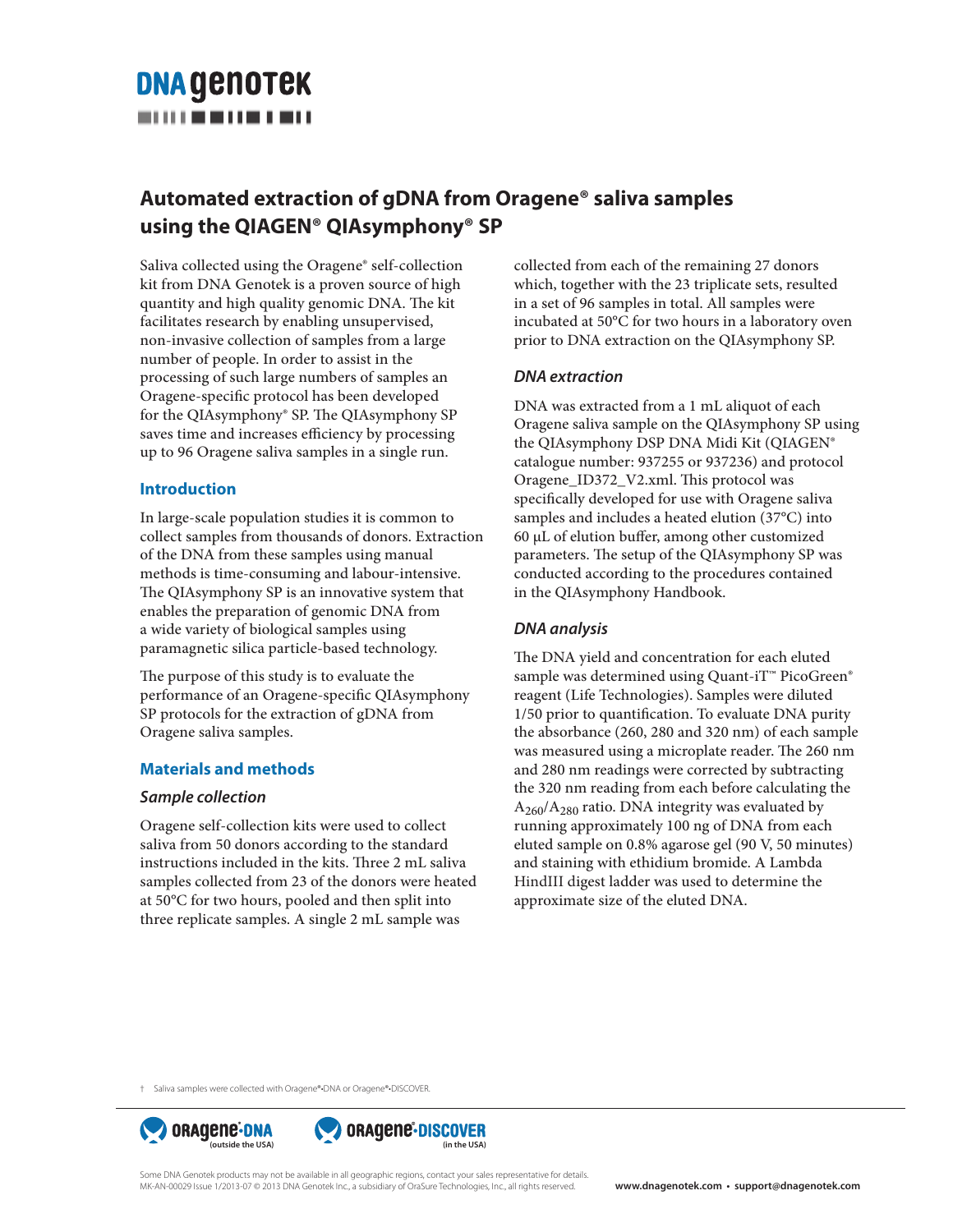# Automated extraction of gDNA from Oragene® saliva samples using the QIAGEN® QIAsymphony® SP

Saliva collected using the Oragene® self-collection kit from DNA Genotek is a proven source of high quantity and high quality genomic DNA. The kit facilitates research by enabling unsupervised, non-invasive collection of samples from a large number of people. In order to assist in the processing of such large numbers of samples an Oragene-specific protocol has been developed for the QIAsymphony® SP. The QIAsymphony SP saves time and increases efficiency by processing up to 96 Oragene saliva samples in a single run.

## Introduction

In large-scale population studies it is common to collect samples from thousands of donors. Extraction of the DNA from these samples using manual methods is time-consuming and labour-intensive. The QIAsymphony SP is an innovative system that enables the preparation of genomic DNA from a wide variety of biological samples using paramagnetic silica particle-based technology.

The purpose of this study is to evaluate the performance of an Oragene-specific QIAsymphony SP protocols for the extraction of gDNA from Oragene saliva samples.

## Materials and methods

### *Sample collection*

Oragene self-collection kits were used to collect saliva from 50 donors according to the standard instructions included in the kits. Three 2 mL saliva samples collected from 23 of the donors were heated at 50°C for two hours, pooled and then split into three replicate samples. A single 2 mL sample was collected from each of the remaining 27 donors which, together with the 23 triplicate sets, resulted in a set of 96 samples in total. All samples were incubated at 50°C for two hours in a laboratory oven prior to DNA extraction on the QIAsymphony SP.

### *DNA extraction*

DNA was extracted from a 1 mL aliquot of each Oragene saliva sample on the QIAsymphony SP using the QIAsymphony DSP DNA Midi Kit (QIAGEN® catalogue number: 937255 or 937236) and protocol Oragene_ID372_V2.xml. This protocol was specifically developed for use with Oragene saliva samples and includes a heated elution (37°C) into 60 µL of elution buffer, among other customized parameters. The setup of the QIAsymphony SP was conducted according to the procedures contained in the QIAsymphony Handbook.

### *DNA analysis*

The DNA yield and concentration for each eluted sample was determined using Quant-iT™ PicoGreen® reagent (Life Technologies). Samples were diluted 1/50 prior to quantification. To evaluate DNA purity the absorbance (260, 280 and 320 nm) of each sample was measured using a microplate reader. The 260 nm and 280 nm readings were corrected by subtracting the 320 nm reading from each before calculating the $A_{260}/A_{280}$ ratio. DNA integrity was evaluated by running approximately 100 ng of DNA from each eluted sample on 0.8% agarose gel (90 V, 50 minutes) and staining with ethidium bromide. A Lambda HindIII digest ladder was used to determine the approximate size of the eluted DNA.

† Saliva samples were collected with Oragene®•DNA or Oragene®•DISCOVER.

Oragene•DNA (outside the USA) Oragene•DISCOVER (in the USA)

Some DNA Genotek products may not be available in all geographic regions, contact your sales representative for details.
MK-AN-00029 Issue 1/2013-07 © 2013 DNA Genotek Inc., a subsidiary of OraSure Technologies, Inc., all rights reserved. www.dnagenotek.com • support@dnagenotek.com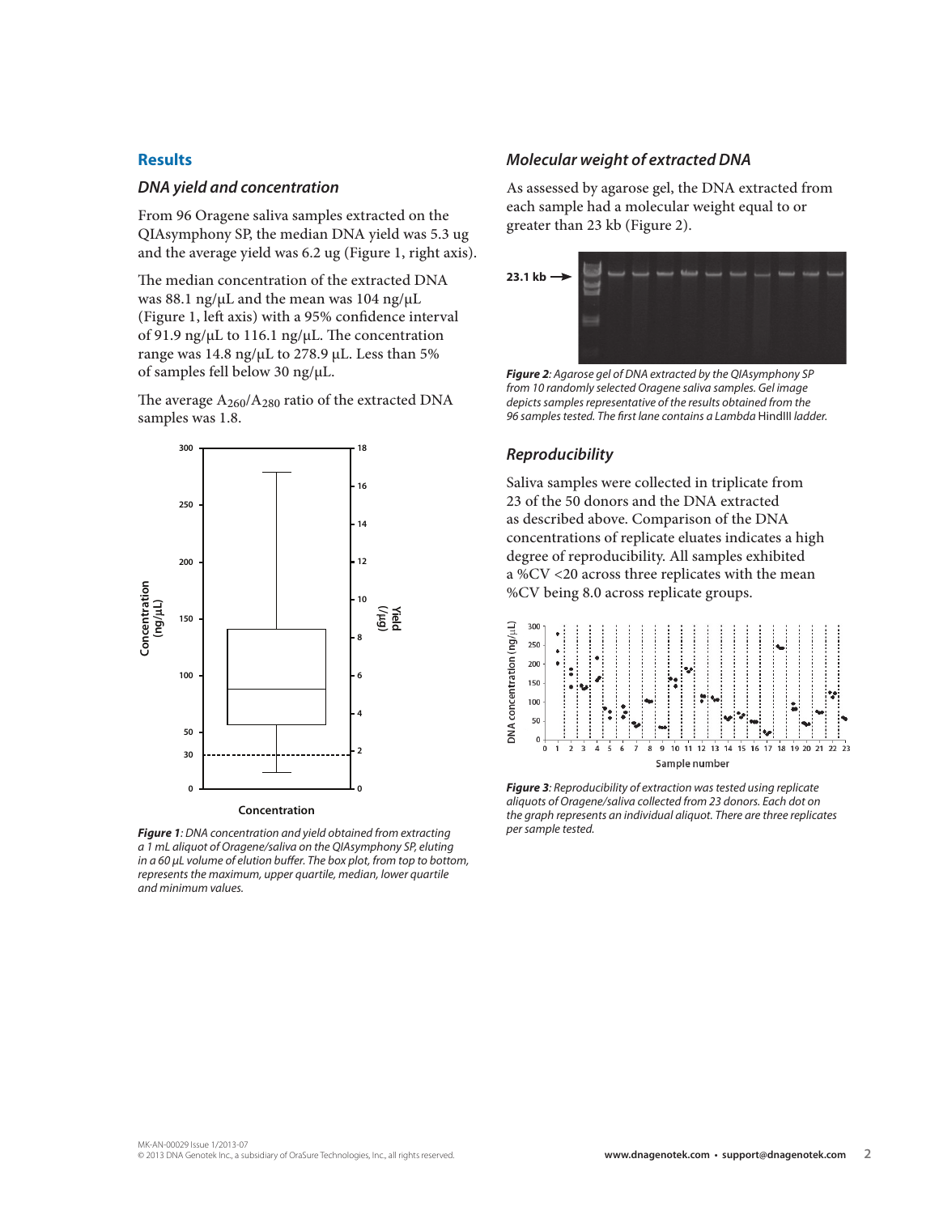## Results

### *DNA yield and concentration*

From 96 Oragene saliva samples extracted on the QIAsymphony SP, the median DNA yield was 5.3 ug and the average yield was 6.2 ug (Figure 1, right axis).

The median concentration of the extracted DNA was 88.1 ng/µL and the mean was 104 ng/µL (Figure 1, left axis) with a 95% confidence interval of 91.9 ng/µL to 116.1 ng/µL. The concentration range was 14.8 ng/µL to 278.9 µL. Less than 5% of samples fell below 30 ng/µL.

The average $A_{260}/A_{280}$ ratio of the extracted DNA samples was 1.8.

***Figure 1**: DNA concentration and yield obtained from extracting a 1 mL aliquot of Oragene/saliva on the QIAsymphony SP, eluting in a 60 µL volume of elution buffer. The box plot, from top to bottom, represents the maximum, upper quartile, median, lower quartile and minimum values.*

### *Molecular weight of extracted DNA*

As assessed by agarose gel, the DNA extracted from each sample had a molecular weight equal to or greater than 23 kb (Figure 2).

***Figure 2**: Agarose gel of DNA extracted by the QIAsymphony SP from 10 randomly selected Oragene saliva samples. Gel image depicts samples representative of the results obtained from the 96 samples tested. The first lane contains a Lambda* HindIII *ladder.*

### *Reproducibility*

Saliva samples were collected in triplicate from 23 of the 50 donors and the DNA extracted as described above. Comparison of the DNA concentrations of replicate eluates indicates a high degree of reproducibility. All samples exhibited a %CV <20 across three replicates with the mean %CV being 8.0 across replicate groups.

***Figure 3**: Reproducibility of extraction was tested using replicate aliquots of Oragene/saliva collected from 23 donors. Each dot on the graph represents an individual aliquot. There are three replicates per sample tested.*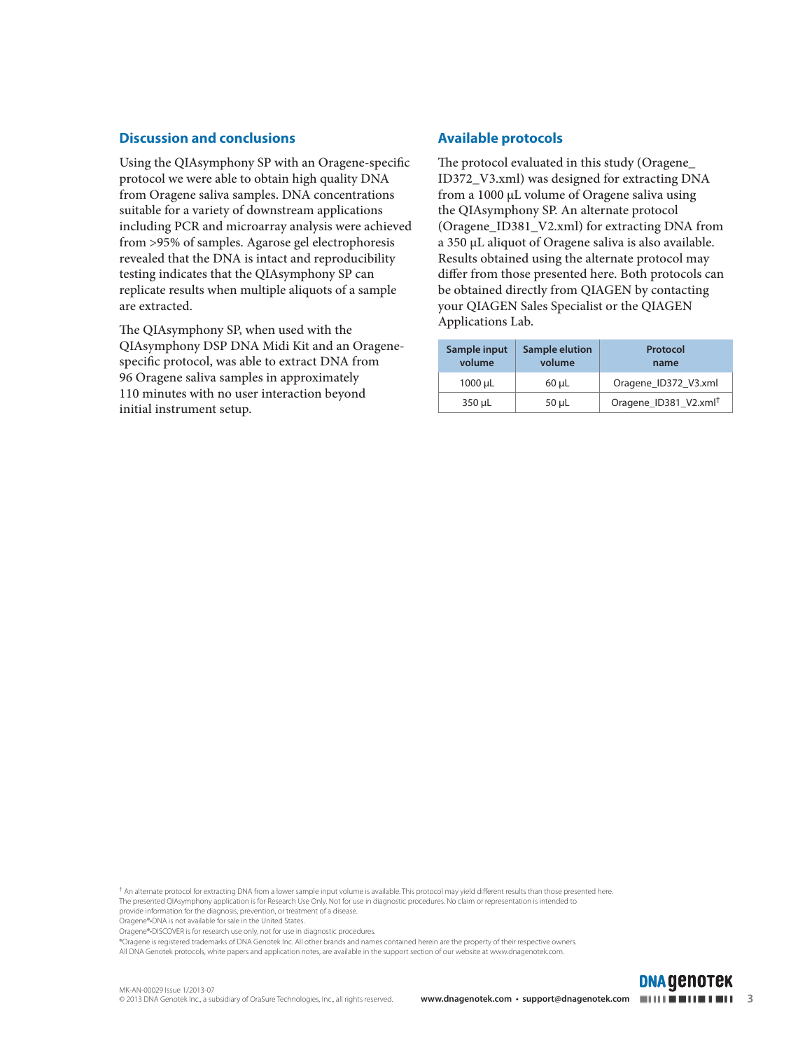## Discussion and conclusions

Using the QIAsymphony SP with an Oragene-specific protocol we were able to obtain high quality DNA from Oragene saliva samples. DNA concentrations suitable for a variety of downstream applications including PCR and microarray analysis were achieved from >95% of samples. Agarose gel electrophoresis revealed that the DNA is intact and reproducibility testing indicates that the QIAsymphony SP can replicate results when multiple aliquots of a sample are extracted.

The QIAsymphony SP, when used with the QIAsymphony DSP DNA Midi Kit and an Oragene-specific protocol, was able to extract DNA from 96 Oragene saliva samples in approximately 110 minutes with no user interaction beyond initial instrument setup.

## Available protocols

The protocol evaluated in this study (Oragene_ID372_V3.xml) was designed for extracting DNA from a 1000 µL volume of Oragene saliva using the QIAsymphony SP. An alternate protocol (Oragene_ID381_V2.xml) for extracting DNA from a 350 µL aliquot of Oragene saliva is also available. Results obtained using the alternate protocol may differ from those presented here. Both protocols can be obtained directly from QIAGEN by contacting your QIAGEN Sales Specialist or the QIAGEN Applications Lab.

| Sample input volume | Sample elution volume | Protocol name |
|---|---|---|
| 1000 µL | 60 µL | Oragene_ID372_V3.xml |
| 350 µL | 50 µL | Oragene_ID381_V2.xml† |

† An alternate protocol for extracting DNA from a lower sample input volume is available. This protocol may yield different results than those presented here.
The presented QIAsymphony application is for Research Use Only. Not for use in diagnostic procedures. No claim or representation is intended to provide information for the diagnosis, prevention, or treatment of a disease.
Oragene®•DNA is not available for sale in the United States.
Oragene®•DISCOVER is for research use only, not for use in diagnostic procedures.
®Oragene is registered trademarks of DNA Genotek Inc. All other brands and names contained herein are the property of their respective owners.
All DNA Genotek protocols, white papers and application notes, are available in the support section of our website at www.dnagenotek.com.

MK-AN-00029 Issue 1/2013-07
© 2013 DNA Genotek Inc., a subsidiary of OraSure Technologies, Inc., all rights reserved.

www.dnagenotek.com • support@dnagenotek.com